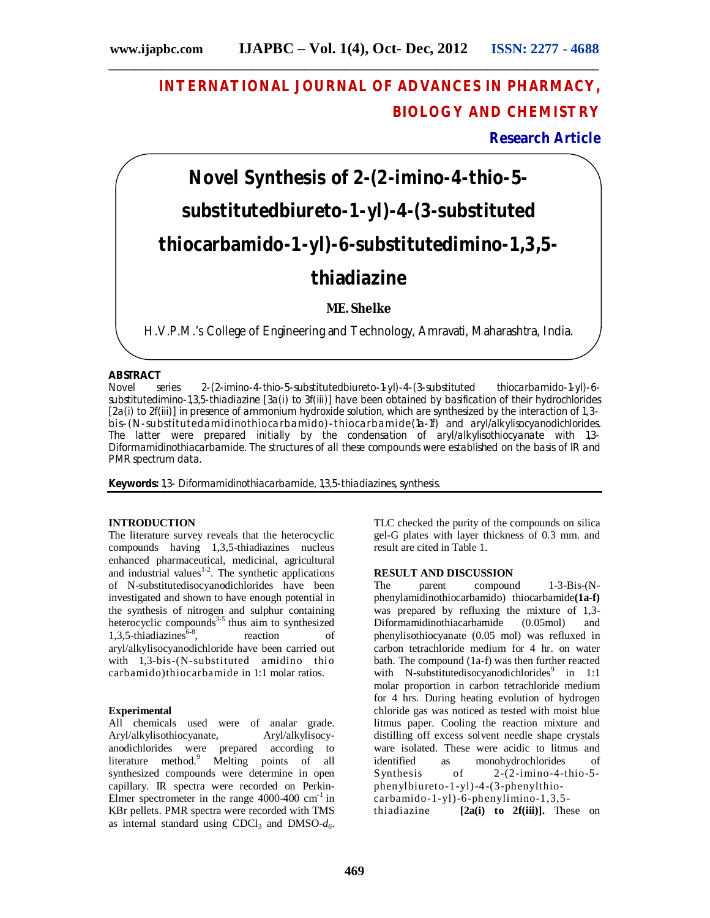# INTERNATIONAL JOURNAL OF ADVANCES IN PHARMACY, BIOLOGY AND CHEMISTRY

**Research Article**

# Novel Synthesis of 2-(2-imino-4-thio-5-substitutedbiureto-1-yl)-4-(3-substituted thiocarbamido-1-yl)-6-substitutedimino-1,3,5-thiadiazine

**ME. Shelke**

H.V.P.M.'s College of Engineering and Technology, Amravati, Maharashtra, India.

## ABSTRACT

Novel series 2-(2-imino-4-thio-5-substitutedbiureto-1-yl)-4-(3-substituted thiocarbamido-1-yl)-6-substitutedimino-1,3,5-thiadiazine [3a(i) to 3f(iii)] have been obtained by basification of their hydrochlorides [2a(i) to 2f(iii)] in presence of ammonium hydroxide solution, which are synthesized by the interaction of 1,3-bis-(N-substitutedamidinothiocarbamido)-thiocarbamide(1a-1f) and aryl/alkylisocyanodichlorides. The latter were prepared initially by the condensation of aryl/alkylisothiocyanate with 1,3-Diformamidinothiacarbamide. The structures of all these compounds were established on the basis of IR and PMR spectrum data.

**Keywords:** 1,3- Diformamidinothiacarbamide, 1,3,5-thiadiazines, synthesis.

## INTRODUCTION

The literature survey reveals that the heterocyclic compounds having 1,3,5-thiadiazines nucleus enhanced pharmaceutical, medicinal, agricultural and industrial values[1-2]. The synthetic applications of N-substitutedisocyanodichlorides have been investigated and shown to have enough potential in the synthesis of nitrogen and sulphur containing heterocyclic compounds[3-5] thus aim to synthesized 1,3,5-thiadiazines[6-8], reaction of aryl/alkylisocyanodichloride have been carried out with 1,3-bis-(N-substituted amidino thio carbamido)thiocarbamide in 1:1 molar ratios.

## Experimental

All chemicals used were of analar grade. Aryl/alkylisothiocyanate, Aryl/alkylisocyanodichlorides were prepared according to literature method.[9] Melting points of all synthesized compounds were determine in open capillary. IR spectra were recorded on Perkin-Elmer spectrometer in the range 4000-400 $cm^{-1}$ in KBr pellets. PMR spectra were recorded with TMS as internal standard using $CDCl_3$ and DMSO-$d_6$. TLC checked the purity of the compounds on silica gel-G plates with layer thickness of 0.3 mm. and result are cited in Table 1.

## RESULT AND DISCUSSION

The parent compound 1-3-Bis-(N-phenylamidinothiocarbamido) thiocarbamide**(1a-f)** was prepared by refluxing the mixture of 1,3-Diformamidinothiacarbamide (0.05mol) and phenylisothiocyanate (0.05 mol) was refluxed in carbon tetrachloride medium for 4 hr. on water bath. The compound (1a-f) was then further reacted with N-substitutedisocyanodichlorides[9] in 1:1 molar proportion in carbon tetrachloride medium for 4 hrs. During heating evolution of hydrogen chloride gas was noticed as tested with moist blue litmus paper. Cooling the reaction mixture and distilling off excess solvent needle shape crystals ware isolated. These were acidic to litmus and identified as monohydrochlorides of Synthesis of 2-(2-imino-4-thio-5-phenylbiureto-1-yl)-4-(3-phenylthio-carbamido-1-yl)-6-phenylimino-1,3,5-thiadiazine **[2a(i) to 2f(iii)].** These on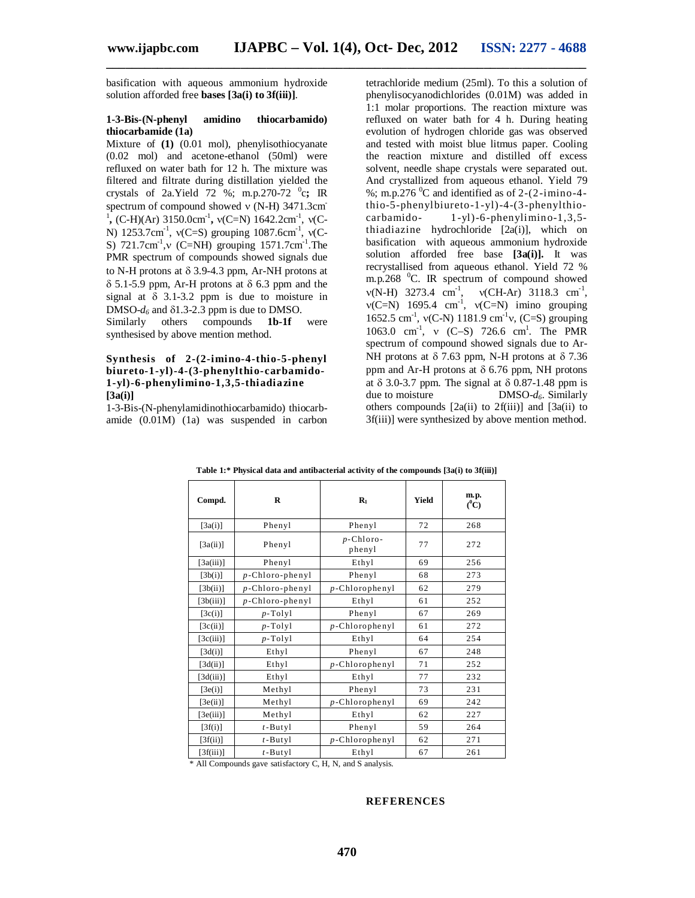basification with aqueous ammonium hydroxide solution afforded free **bases [3a(i) to 3f(iii)]**.

### 1-3-Bis-(N-phenyl amidino thiocarbamido) thiocarbamide (1a)

Mixture of **(1)** (0.01 mol), phenylisothiocyanate (0.02 mol) and acetone-ethanol (50ml) were refluxed on water bath for 12 h. The mixture was filtered and filtrate during distillation yielded the crystals of 2a.Yield 72 %; m.p.270-72 $^0$c**;** IR spectrum of compound showed ν (N-H) 3471.3cm$^{-1}$**,** (C-H)(Ar) 3150.0cm$^{-1}$**,** ν(C=N) 1642.2cm$^{-1}$, ν(C-N) 1253.7cm$^{-1}$, ν(C=S) grouping 1087.6cm$^{-1}$, ν(C-S) 721.7cm$^{-1}$,ν (C=NH) grouping 1571.7cm$^{-1}$.The PMR spectrum of compounds showed signals due to N-H protons at δ 3.9-4.3 ppm, Ar-NH protons at δ 5.1-5.9 ppm, Ar-H protons at δ 6.3 ppm and the signal at δ 3.1-3.2 ppm is due to moisture in DMSO-$d_6$ and δ1.3-2.3 ppm is due to DMSO.

Similarly others compounds **1b-1f** were synthesised by above mention method.

### Synthesis of 2-(2-imino-4-thio-5-phenyl biureto-1-yl)-4-(3-phenylthio-carbamido-1-yl)-6-phenylimino-1,3,5-thiadiazine [3a(i)]

1-3-Bis-(N-phenylamidinothiocarbamido) thiocarbamide (0.01M) (1a) was suspended in carbon tetrachloride medium (25ml). To this a solution of phenylisocyanodichlorides (0.01M) was added in 1:1 molar proportions. The reaction mixture was refluxed on water bath for 4 h. During heating evolution of hydrogen chloride gas was observed and tested with moist blue litmus paper. Cooling the reaction mixture and distilled off excess solvent, needle shape crystals were separated out. And crystallized from aqueous ethanol. Yield 79 %; m.p.276 $^0$C and identified as of 2-(2-imino-4-thio-5-phenylbiureto-1-yl)-4-(3-phenylthio-carbamido- 1-yl)-6-phenylimino-1,3,5-thiadiazine hydrochloride [2a(i)], which on basification with aqueous ammonium hydroxide solution afforded free base **[3a(i)].** It was recrystallised from aqueous ethanol. Yield 72 % m.p.268 $^0$C. IR spectrum of compound showed ν(N-H) 3273.4 cm$^{-1}$, ν(CH-Ar) 3118.3 cm$^{-1}$, ν(C=N) 1695.4 cm$^{-1}$, ν(C=N) imino grouping 1652.5 cm$^{-1}$, ν(C-N) 1181.9 cm$^{-1}$ν, (C=S) grouping 1063.0 cm$^{-1}$, ν (C–S) 726.6 cm$^{1}$. The PMR spectrum of compound showed signals due to Ar-NH protons at δ 7.63 ppm, N-H protons at δ 7.36 ppm and Ar-H protons at δ 6.76 ppm, NH protons at δ 3.0-3.7 ppm. The signal at δ 0.87-1.48 ppm is due to moisture DMSO-$d_6$. Similarly others compounds [2a(ii) to 2f(iii)] and [3a(ii) to 3f(iii)] were synthesized by above mention method.

**Table 1:* Physical data and antibacterial activity of the compounds [3a(i) to 3f(iii)]**

| Compd. | R | $R_1$ | Yield | m.p. ($^0$C) |
|---|---|---|---|---|
| [3a(i)] | Phenyl | Phenyl | 72 | 268 |
| [3a(ii)] | Phenyl | *p*-Chloro-phenyl | 77 | 272 |
| [3a(iii)] | Phenyl | Ethyl | 69 | 256 |
| [3b(i)] | *p*-Chloro-phenyl | Phenyl | 68 | 273 |
| [3b(ii)] | *p*-Chloro-phenyl | *p*-Chlorophenyl | 62 | 279 |
| [3b(iii)] | *p*-Chloro-phenyl | Ethyl | 61 | 252 |
| [3c(i)] | *p*-Tolyl | Phenyl | 67 | 269 |
| [3c(ii)] | *p*-Tolyl | *p*-Chlorophenyl | 61 | 272 |
| [3c(iii)] | *p*-Tolyl | Ethyl | 64 | 254 |
| [3d(i)] | Ethyl | Phenyl | 67 | 248 |
| [3d(ii)] | Ethyl | *p*-Chlorophenyl | 71 | 252 |
| [3d(iii)] | Ethyl | Ethyl | 77 | 232 |
| [3e(i)] | Methyl | Phenyl | 73 | 231 |
| [3e(ii)] | Methyl | *p*-Chlorophenyl | 69 | 242 |
| [3e(iii)] | Methyl | Ethyl | 62 | 227 |
| [3f(i)] | *t*-Butyl | Phenyl | 59 | 264 |
| [3f(ii)] | *t*-Butyl | *p*-Chlorophenyl | 62 | 271 |
| [3f(iii)] | *t*-Butyl | Ethyl | 67 | 261 |

\* All Compounds gave satisfactory C, H, N, and S analysis.

## REFERENCES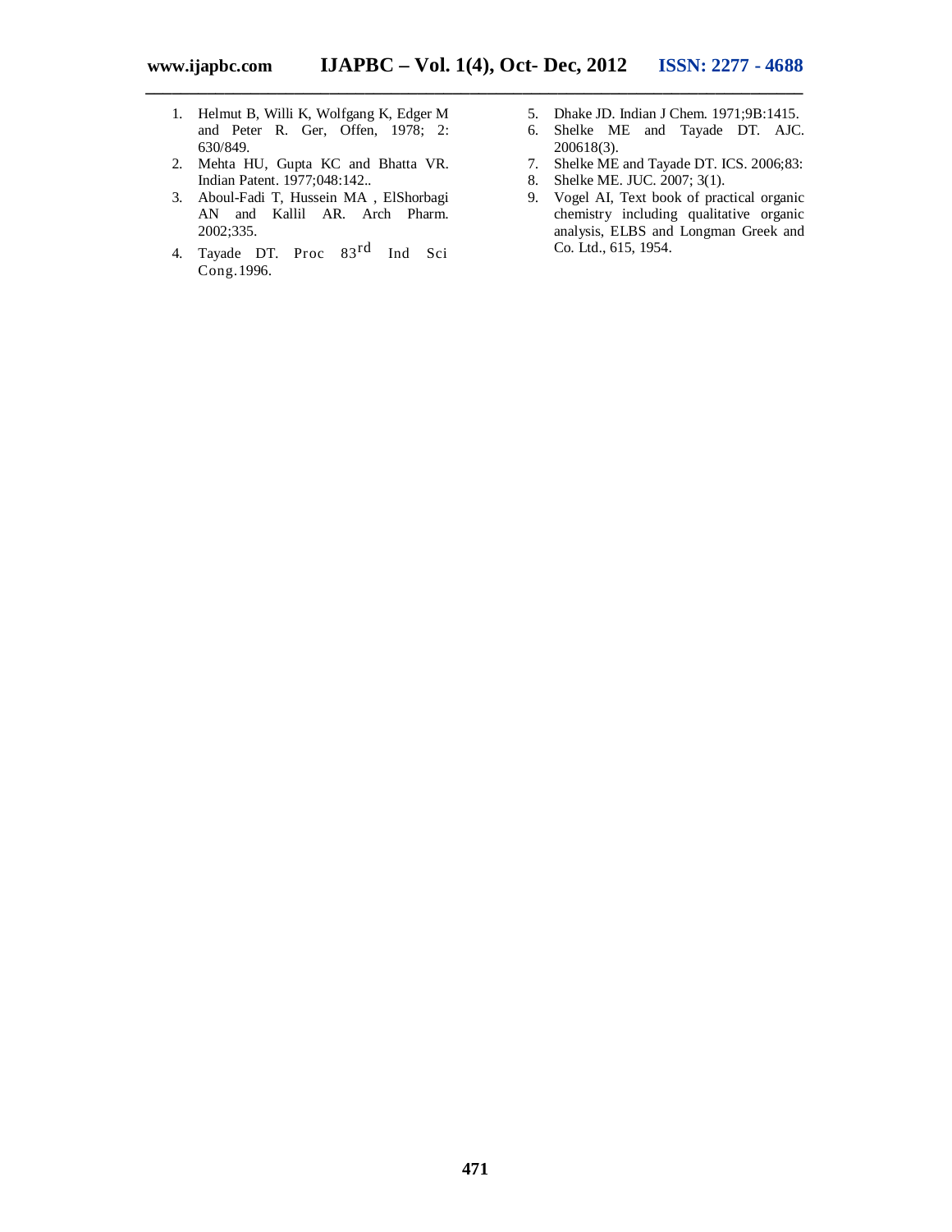1. Helmut B, Willi K, Wolfgang K, Edger M and Peter R. Ger, Offen, 1978; 2: 630/849.
2. Mehta HU, Gupta KC and Bhatta VR. Indian Patent. 1977;048:142..
3. Aboul-Fadi T, Hussein MA , ElShorbagi AN and Kallil AR. Arch Pharm. 2002;335.
4. Tayade DT. Proc 83rd Ind Sci Cong.1996.
5. Dhake JD. Indian J Chem. 1971;9B:1415.
6. Shelke ME and Tayade DT. AJC. 200618(3).
7. Shelke ME and Tayade DT. ICS. 2006;83:
8. Shelke ME. JUC. 2007; 3(1).
9. Vogel AI, Text book of practical organic chemistry including qualitative organic analysis, ELBS and Longman Greek and Co. Ltd., 615, 1954.